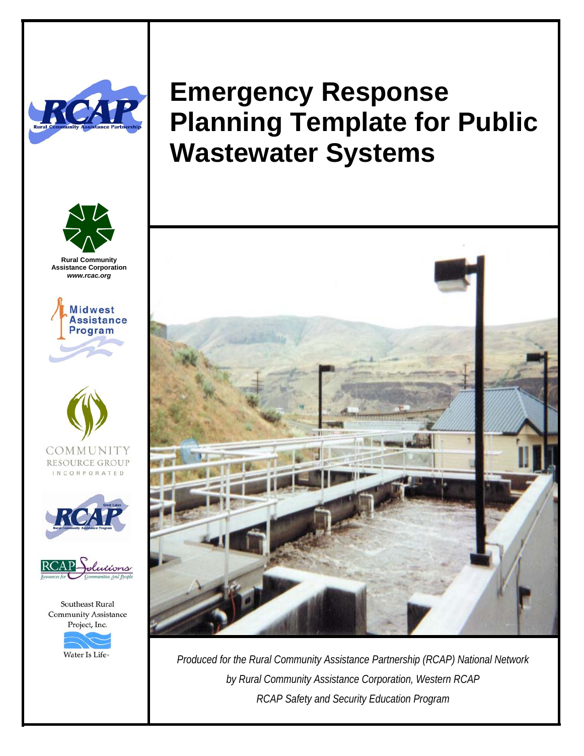# Emergency Response Planning Template for Public Wastewater Systems

RCAP Rural Community Assistance Partnership

Rural Community Assistance Corporation
*www.rcac.org*

Midwest Assistance Program

COMMUNITY RESOURCE GROUP INCORPORATED

Great Lakes RCAP Rural Community Assistance Program

RCAP Solutions Resources for Communities And People

Southeast Rural Community Assistance Project, Inc.

Water Is Life

*Produced for the Rural Community Assistance Partnership (RCAP) National Network by Rural Community Assistance Corporation, Western RCAP RCAP Safety and Security Education Program*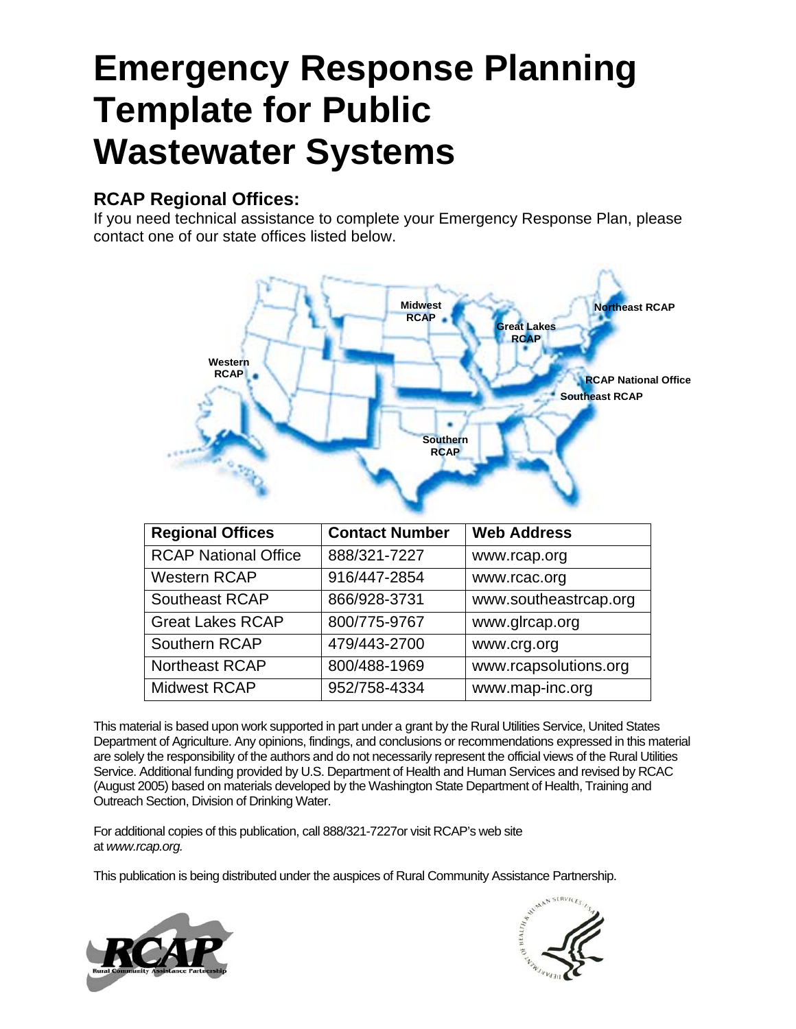# Emergency Response Planning Template for Public Wastewater Systems

## RCAP Regional Offices:

If you need technical assistance to complete your Emergency Response Plan, please contact one of our state offices listed below.

| Regional Offices | Contact Number | Web Address |
|---|---|---|
| RCAP National Office | 888/321-7227 | www.rcap.org |
| Western RCAP | 916/447-2854 | www.rcac.org |
| Southeast RCAP | 866/928-3731 | www.southeastrcap.org |
| Great Lakes RCAP | 800/775-9767 | www.glrcap.org |
| Southern RCAP | 479/443-2700 | www.crg.org |
| Northeast RCAP | 800/488-1969 | www.rcapsolutions.org |
| Midwest RCAP | 952/758-4334 | www.map-inc.org |

This material is based upon work supported in part under a grant by the Rural Utilities Service, United States Department of Agriculture. Any opinions, findings, and conclusions or recommendations expressed in this material are solely the responsibility of the authors and do not necessarily represent the official views of the Rural Utilities Service. Additional funding provided by U.S. Department of Health and Human Services and revised by RCAC (August 2005) based on materials developed by the Washington State Department of Health, Training and Outreach Section, Division of Drinking Water.

For additional copies of this publication, call 888/321-7227or visit RCAP's web site at *www.rcap.org.*

This publication is being distributed under the auspices of Rural Community Assistance Partnership.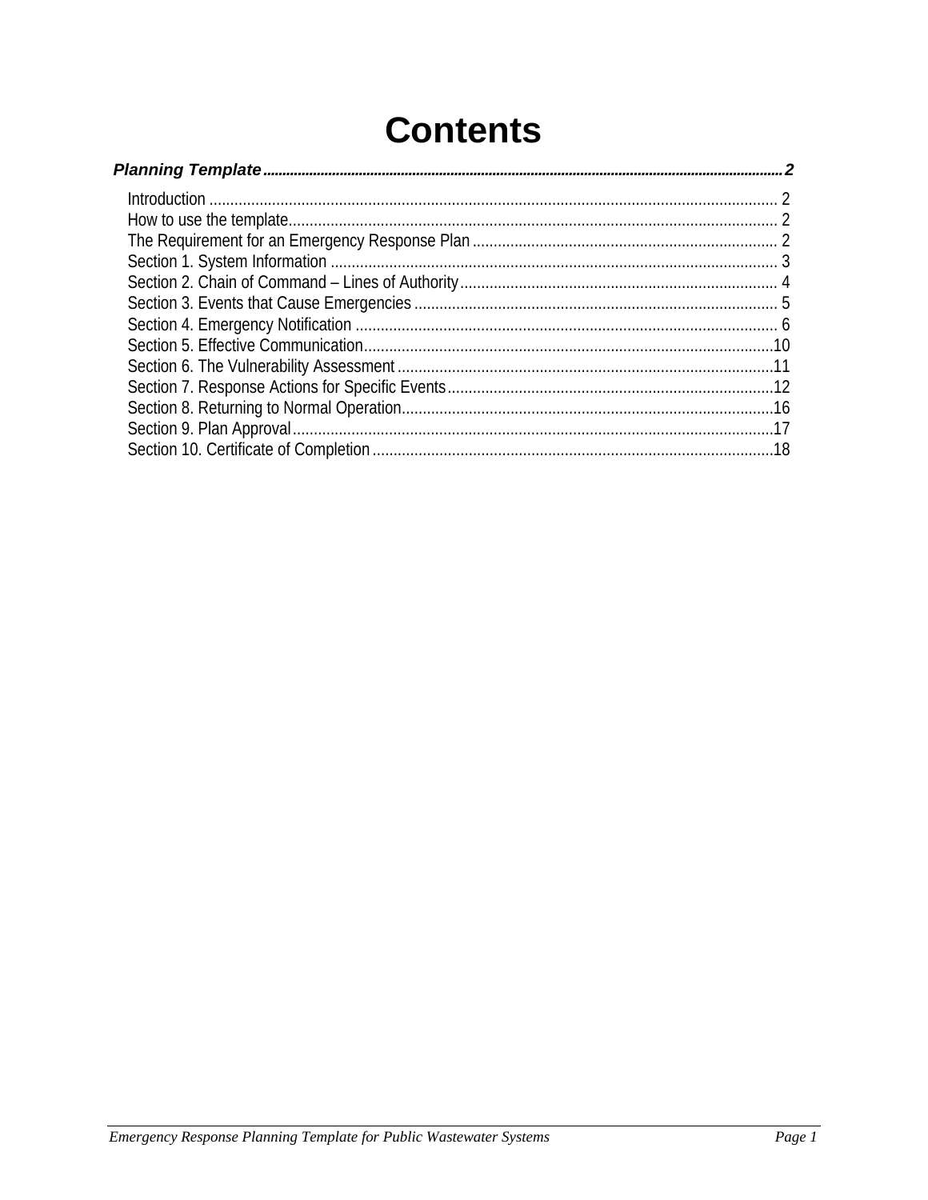# Contents

**Planning Template** ........................................................................ **2**

- Introduction ........................................................................ 2
- How to use the template........................................................................ 2
- The Requirement for an Emergency Response Plan ........................................................................ 2
- Section 1. System Information ........................................................................ 3
- Section 2. Chain of Command – Lines of Authority........................................................................ 4
- Section 3. Events that Cause Emergencies ........................................................................ 5
- Section 4. Emergency Notification ........................................................................ 6
- Section 5. Effective Communication........................................................................10
- Section 6. The Vulnerability Assessment ........................................................................11
- Section 7. Response Actions for Specific Events........................................................................12
- Section 8. Returning to Normal Operation........................................................................16
- Section 9. Plan Approval........................................................................17
- Section 10. Certificate of Completion ........................................................................18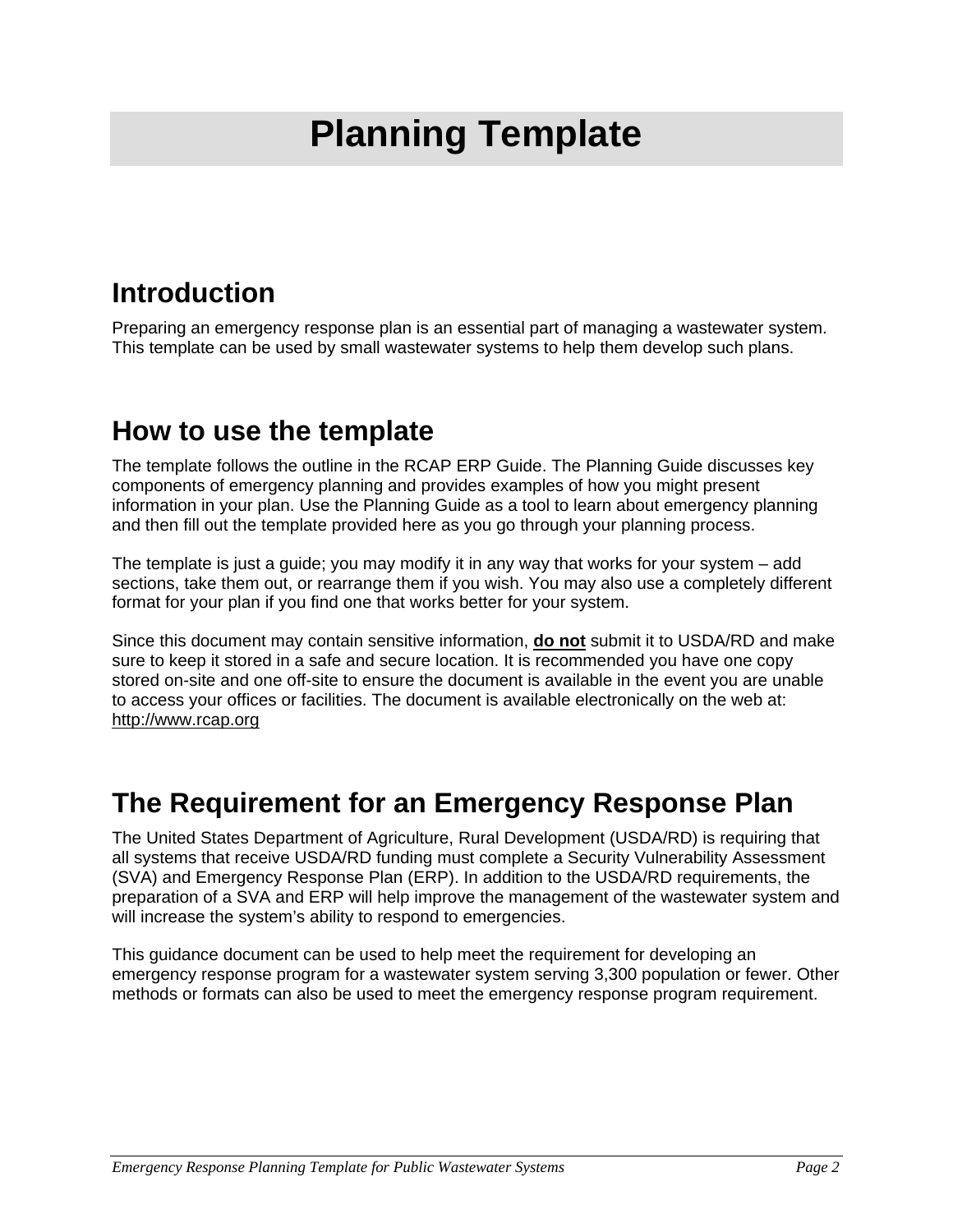# Planning Template

## Introduction

Preparing an emergency response plan is an essential part of managing a wastewater system. This template can be used by small wastewater systems to help them develop such plans.

## How to use the template

The template follows the outline in the RCAP ERP Guide. The Planning Guide discusses key components of emergency planning and provides examples of how you might present information in your plan. Use the Planning Guide as a tool to learn about emergency planning and then fill out the template provided here as you go through your planning process.

The template is just a guide; you may modify it in any way that works for your system – add sections, take them out, or rearrange them if you wish. You may also use a completely different format for your plan if you find one that works better for your system.

Since this document may contain sensitive information, **do not** submit it to USDA/RD and make sure to keep it stored in a safe and secure location. It is recommended you have one copy stored on-site and one off-site to ensure the document is available in the event you are unable to access your offices or facilities. The document is available electronically on the web at: http://www.rcap.org

## The Requirement for an Emergency Response Plan

The United States Department of Agriculture, Rural Development (USDA/RD) is requiring that all systems that receive USDA/RD funding must complete a Security Vulnerability Assessment (SVA) and Emergency Response Plan (ERP). In addition to the USDA/RD requirements, the preparation of a SVA and ERP will help improve the management of the wastewater system and will increase the system's ability to respond to emergencies.

This guidance document can be used to help meet the requirement for developing an emergency response program for a wastewater system serving 3,300 population or fewer. Other methods or formats can also be used to meet the emergency response program requirement.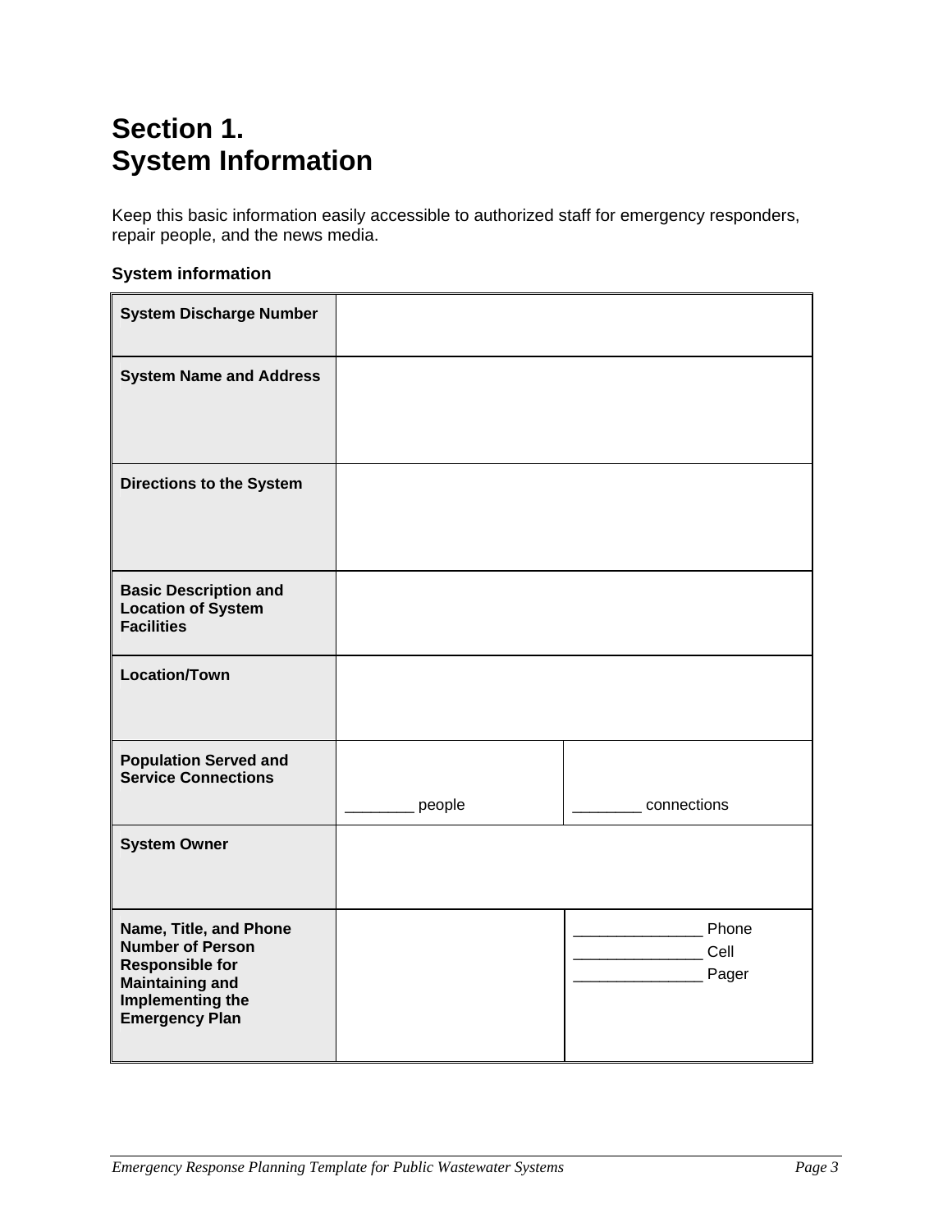# Section 1. System Information

Keep this basic information easily accessible to authorized staff for emergency responders, repair people, and the news media.

**System information**

| | | |
|---|---|---|
| **System Discharge Number** | | |
| **System Name and Address** | | |
| **Directions to the System** | | |
| **Basic Description and Location of System Facilities** | | |
| **Location/Town** | | |
| **Population Served and Service Connections** | ________ people | ________ connections |
| **System Owner** | | |
| **Name, Title, and Phone Number of Person Responsible for Maintaining and Implementing the Emergency Plan** | | _______________ Phone<br>_______________ Cell<br>_______________ Pager |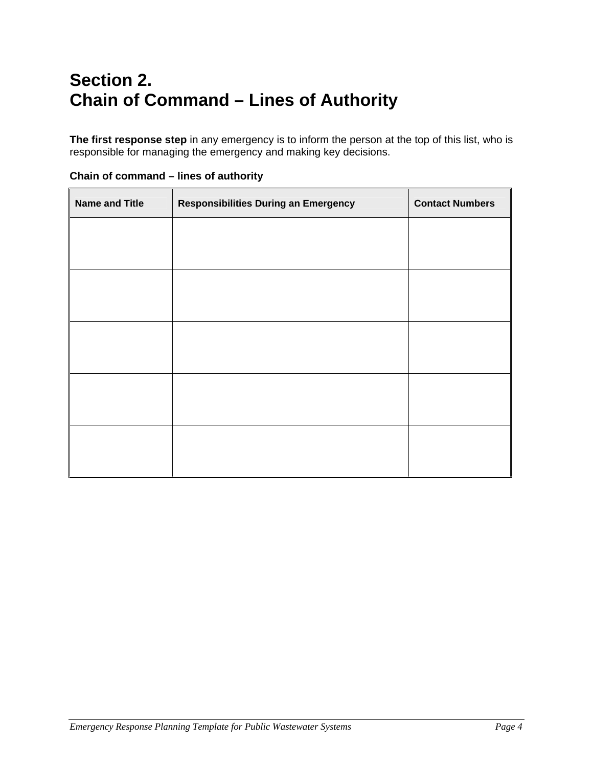# Section 2.
# Chain of Command – Lines of Authority

**The first response step** in any emergency is to inform the person at the top of this list, who is responsible for managing the emergency and making key decisions.

**Chain of command – lines of authority**

| Name and Title | Responsibilities During an Emergency | Contact Numbers |
|---|---|---|
| | | |
| | | |
| | | |
| | | |
| | | |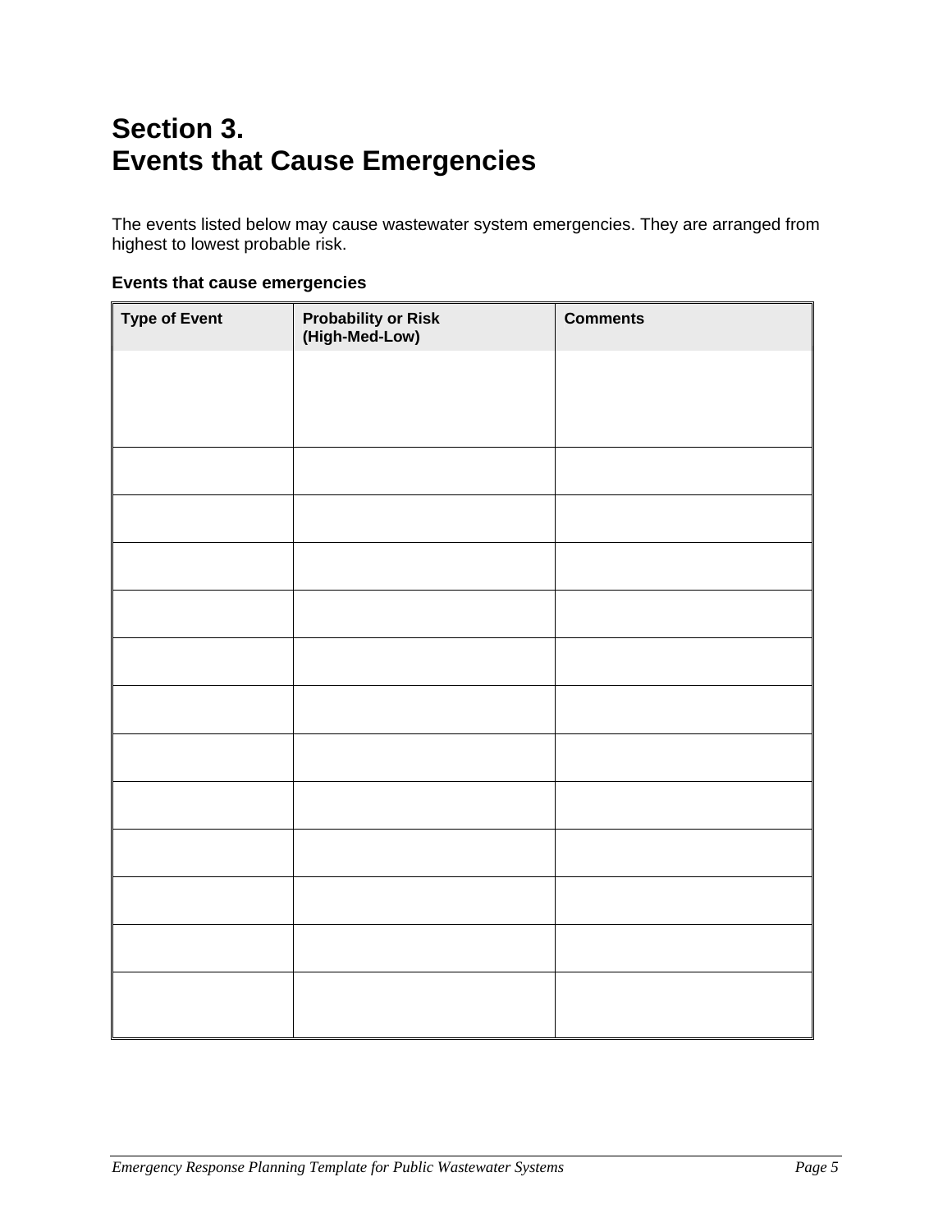# Section 3.
# Events that Cause Emergencies

The events listed below may cause wastewater system emergencies. They are arranged from highest to lowest probable risk.

**Events that cause emergencies**

| Type of Event | Probability or Risk (High-Med-Low) | Comments |
|---|---|---|
| | | |
| | | |
| | | |
| | | |
| | | |
| | | |
| | | |
| | | |
| | | |
| | | |
| | | |
| | | |
| | | |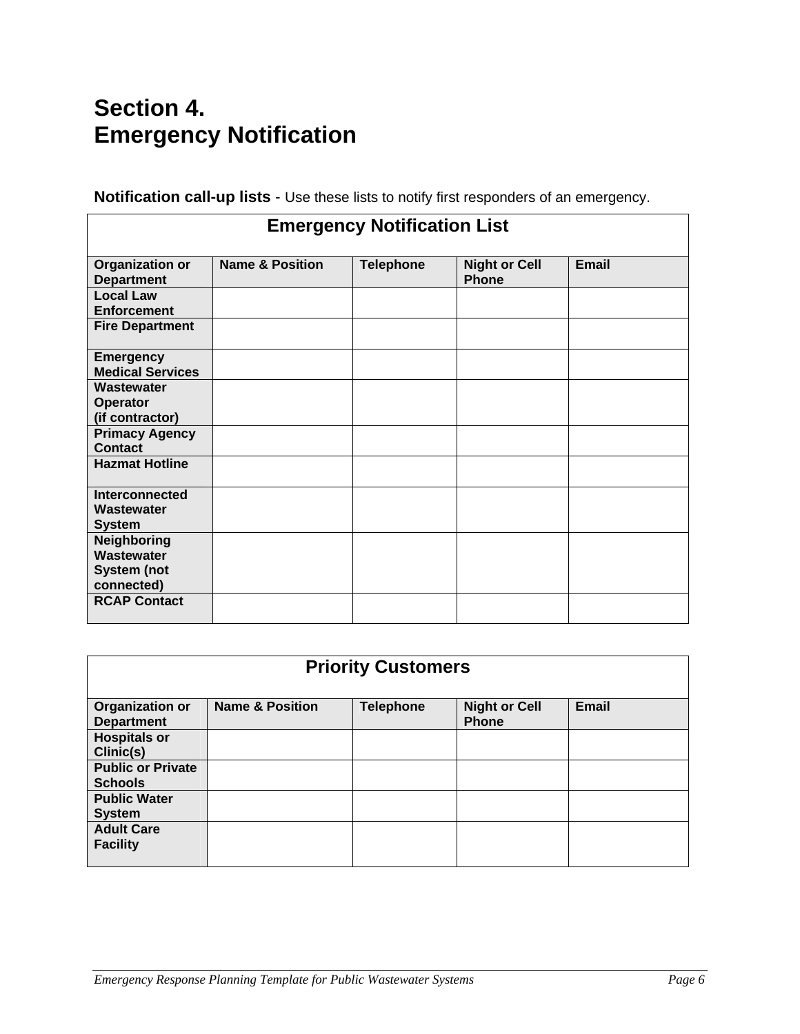# Section 4.
# Emergency Notification

**Notification call-up lists** - Use these lists to notify first responders of an emergency.

| Emergency Notification List | | | | |
|---|---|---|---|---|
| **Organization or Department** | **Name & Position** | **Telephone** | **Night or Cell Phone** | **Email** |
| **Local Law Enforcement** | | | | |
| **Fire Department** | | | | |
| **Emergency Medical Services** | | | | |
| **Wastewater Operator (if contractor)** | | | | |
| **Primacy Agency Contact** | | | | |
| **Hazmat Hotline** | | | | |
| **Interconnected Wastewater System** | | | | |
| **Neighboring Wastewater System (not connected)** | | | | |
| **RCAP Contact** | | | | |

| Priority Customers | | | | |
|---|---|---|---|---|
| **Organization or Department** | **Name & Position** | **Telephone** | **Night or Cell Phone** | **Email** |
| **Hospitals or Clinic(s)** | | | | |
| **Public or Private Schools** | | | | |
| **Public Water System** | | | | |
| **Adult Care Facility** | | | | |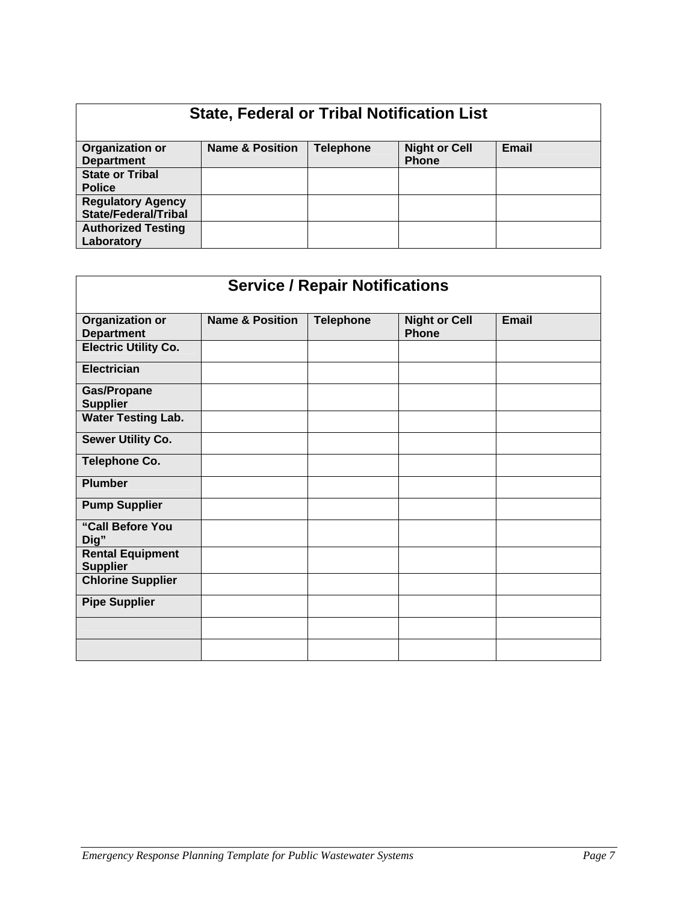| State, Federal or Tribal Notification List | | | | |
|---|---|---|---|---|
| **Organization or Department** | **Name & Position** | **Telephone** | **Night or Cell Phone** | **Email** |
| **State or Tribal Police** | | | | |
| **Regulatory Agency State/Federal/Tribal** | | | | |
| **Authorized Testing Laboratory** | | | | |

| Service / Repair Notifications | | | | |
|---|---|---|---|---|
| **Organization or Department** | **Name & Position** | **Telephone** | **Night or Cell Phone** | **Email** |
| **Electric Utility Co.** | | | | |
| **Electrician** | | | | |
| **Gas/Propane Supplier** | | | | |
| **Water Testing Lab.** | | | | |
| **Sewer Utility Co.** | | | | |
| **Telephone Co.** | | | | |
| **Plumber** | | | | |
| **Pump Supplier** | | | | |
| **“Call Before You Dig”** | | | | |
| **Rental Equipment Supplier** | | | | |
| **Chlorine Supplier** | | | | |
| **Pipe Supplier** | | | | |
| | | | | |
| | | | | |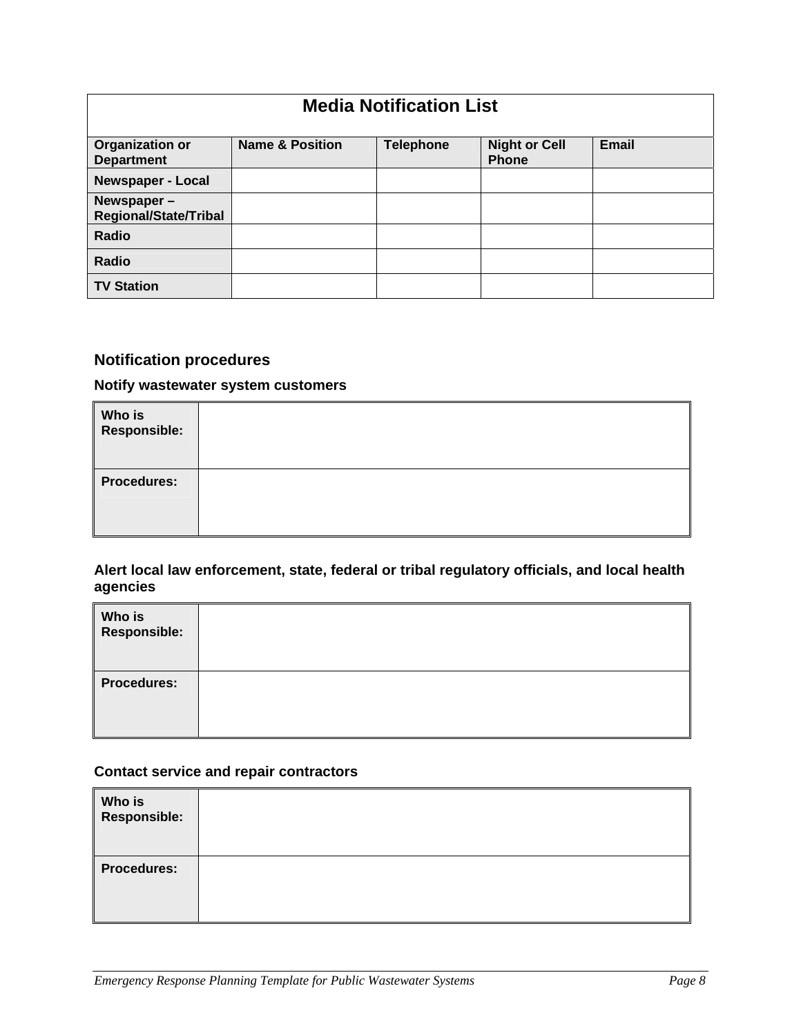| Media Notification List | | | | |
|---|---|---|---|---|
| **Organization or Department** | **Name & Position** | **Telephone** | **Night or Cell Phone** | **Email** |
| **Newspaper - Local** | | | | |
| **Newspaper – Regional/State/Tribal** | | | | |
| **Radio** | | | | |
| **Radio** | | | | |
| **TV Station** | | | | |

## Notification procedures

### Notify wastewater system customers

| | |
|---|---|
| **Who is Responsible:** | |
| **Procedures:** | |

### Alert local law enforcement, state, federal or tribal regulatory officials, and local health agencies

| | |
|---|---|
| **Who is Responsible:** | |
| **Procedures:** | |

### Contact service and repair contractors

| | |
|---|---|
| **Who is Responsible:** | |
| **Procedures:** | |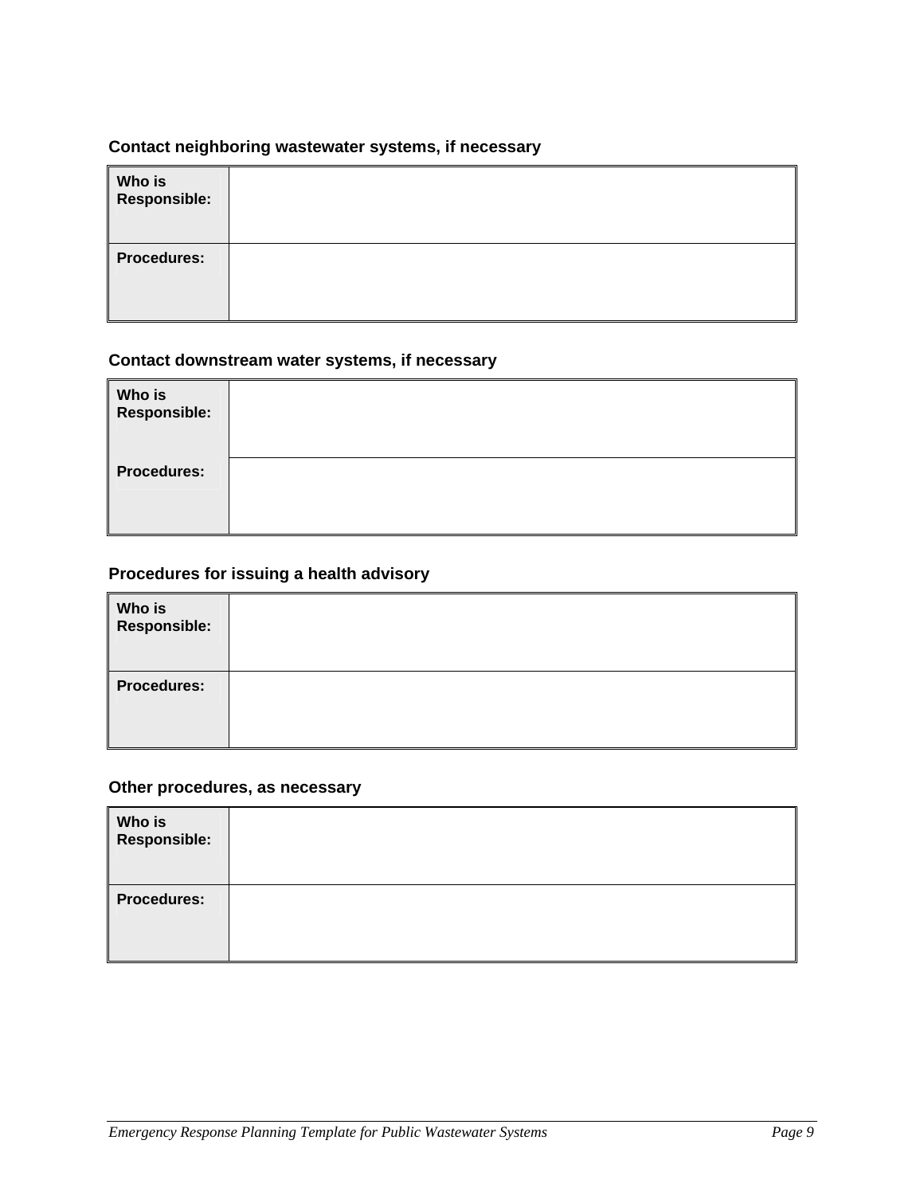### Contact neighboring wastewater systems, if necessary

| **Who is Responsible:** | |
|---|---|
| **Procedures:** | |

### Contact downstream water systems, if necessary

| **Who is Responsible:** | |
|---|---|
| **Procedures:** | |

### Procedures for issuing a health advisory

| **Who is Responsible:** | |
|---|---|
| **Procedures:** | |

### Other procedures, as necessary

| **Who is Responsible:** | |
|---|---|
| **Procedures:** | |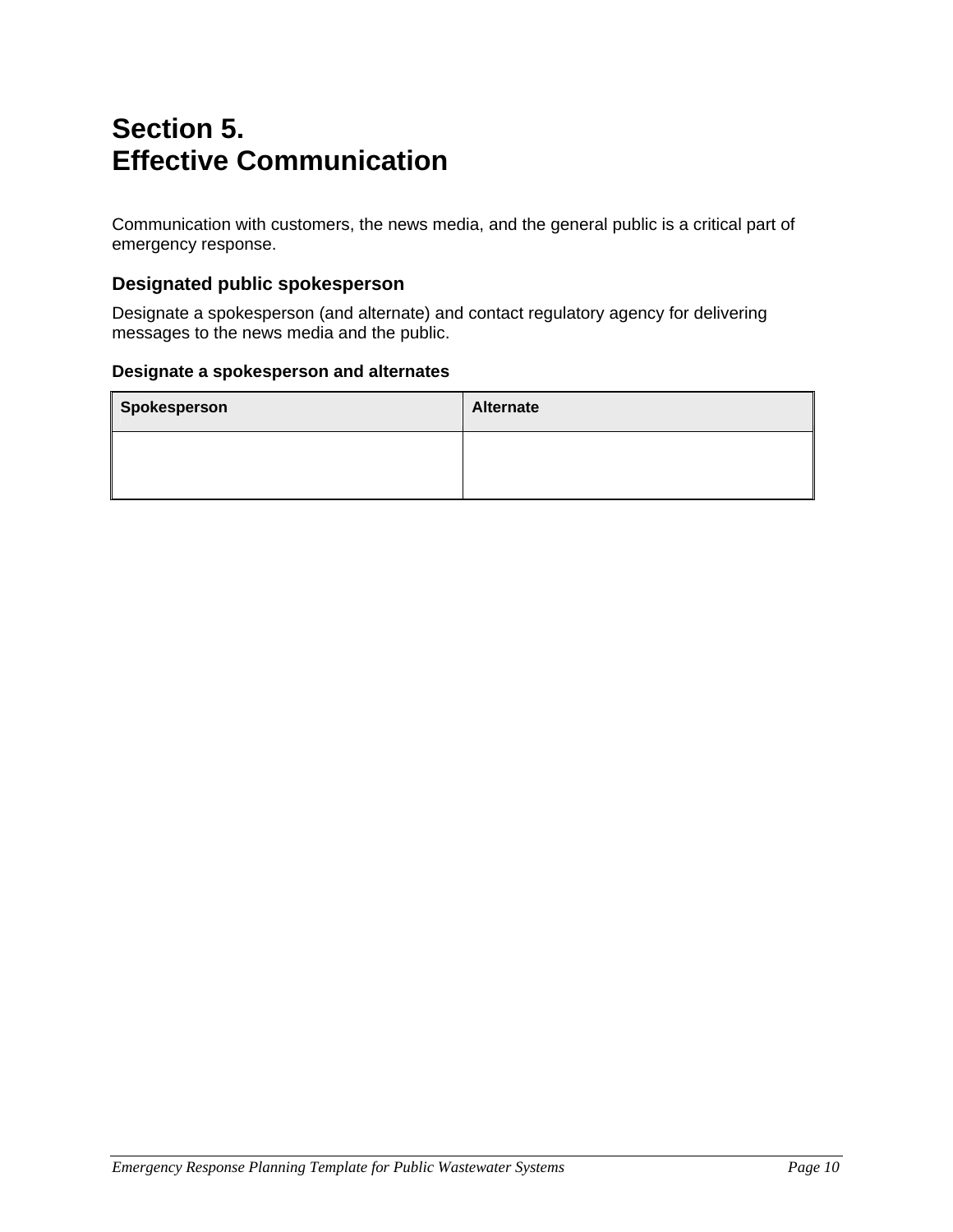# Section 5.
# Effective Communication

Communication with customers, the news media, and the general public is a critical part of emergency response.

## Designated public spokesperson

Designate a spokesperson (and alternate) and contact regulatory agency for delivering messages to the news media and the public.

### Designate a spokesperson and alternates

| Spokesperson | Alternate |
|---|---|
| | |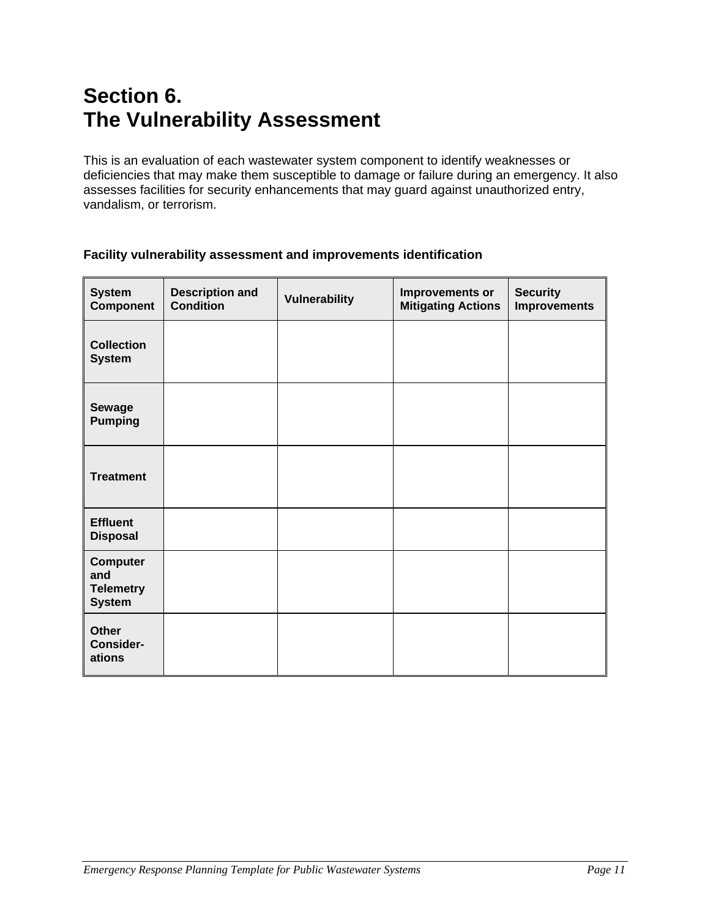# Section 6.
# The Vulnerability Assessment

This is an evaluation of each wastewater system component to identify weaknesses or deficiencies that may make them susceptible to damage or failure during an emergency. It also assesses facilities for security enhancements that may guard against unauthorized entry, vandalism, or terrorism.

**Facility vulnerability assessment and improvements identification**

| System Component | Description and Condition | Vulnerability | Improvements or Mitigating Actions | Security Improvements |
|---|---|---|---|---|
| **Collection System** | | | | |
| **Sewage Pumping** | | | | |
| **Treatment** | | | | |
| **Effluent Disposal** | | | | |
| **Computer and Telemetry System** | | | | |
| **Other Consider-ations** | | | | |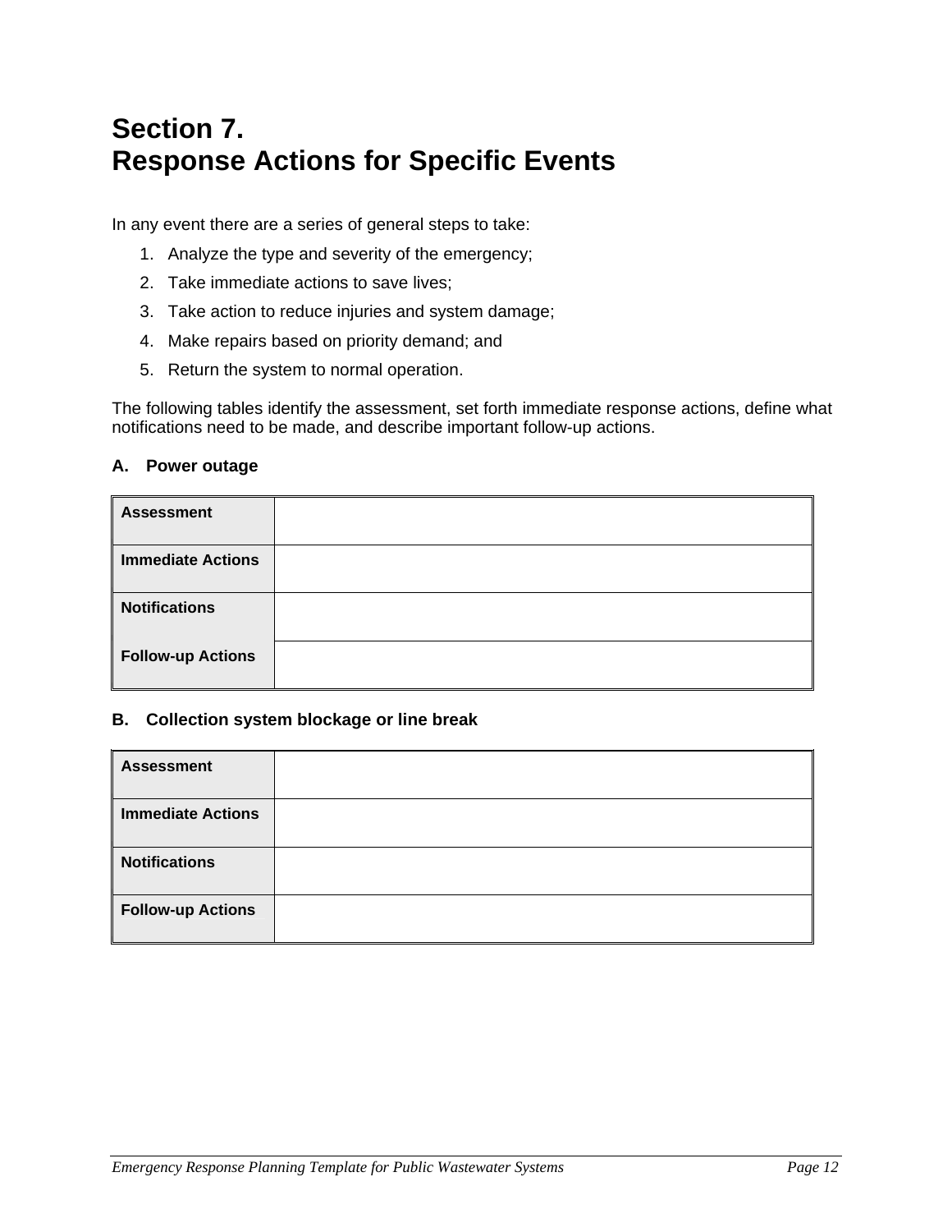# Section 7.
# Response Actions for Specific Events

In any event there are a series of general steps to take:

1. Analyze the type and severity of the emergency;
2. Take immediate actions to save lives;
3. Take action to reduce injuries and system damage;
4. Make repairs based on priority demand; and
5. Return the system to normal operation.

The following tables identify the assessment, set forth immediate response actions, define what notifications need to be made, and describe important follow-up actions.

### A. Power outage

| | |
|---|---|
| **Assessment** | |
| **Immediate Actions** | |
| **Notifications** | |
| **Follow-up Actions** | |

### B. Collection system blockage or line break

| | |
|---|---|
| **Assessment** | |
| **Immediate Actions** | |
| **Notifications** | |
| **Follow-up Actions** | |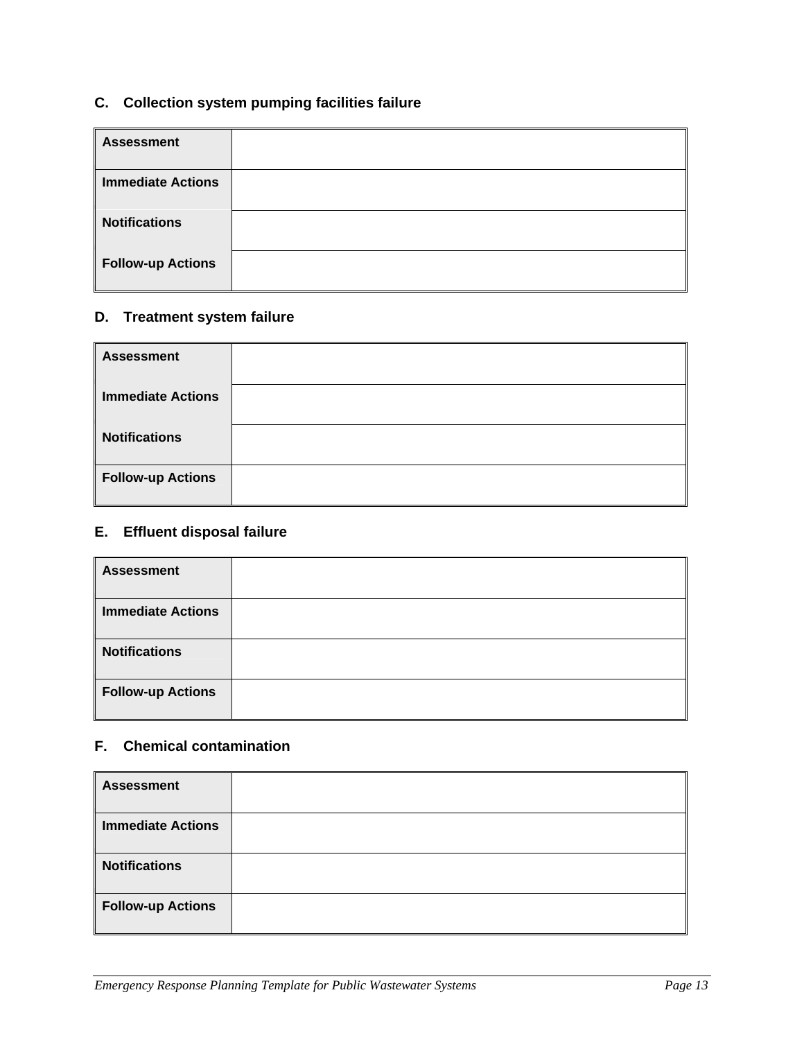### C. Collection system pumping facilities failure

| | |
|---|---|
| **Assessment** | |
| **Immediate Actions** | |
| **Notifications** | |
| **Follow-up Actions** | |

### D. Treatment system failure

| | |
|---|---|
| **Assessment** | |
| **Immediate Actions** | |
| **Notifications** | |
| **Follow-up Actions** | |

### E. Effluent disposal failure

| | |
|---|---|
| **Assessment** | |
| **Immediate Actions** | |
| **Notifications** | |
| **Follow-up Actions** | |

### F. Chemical contamination

| | |
|---|---|
| **Assessment** | |
| **Immediate Actions** | |
| **Notifications** | |
| **Follow-up Actions** | |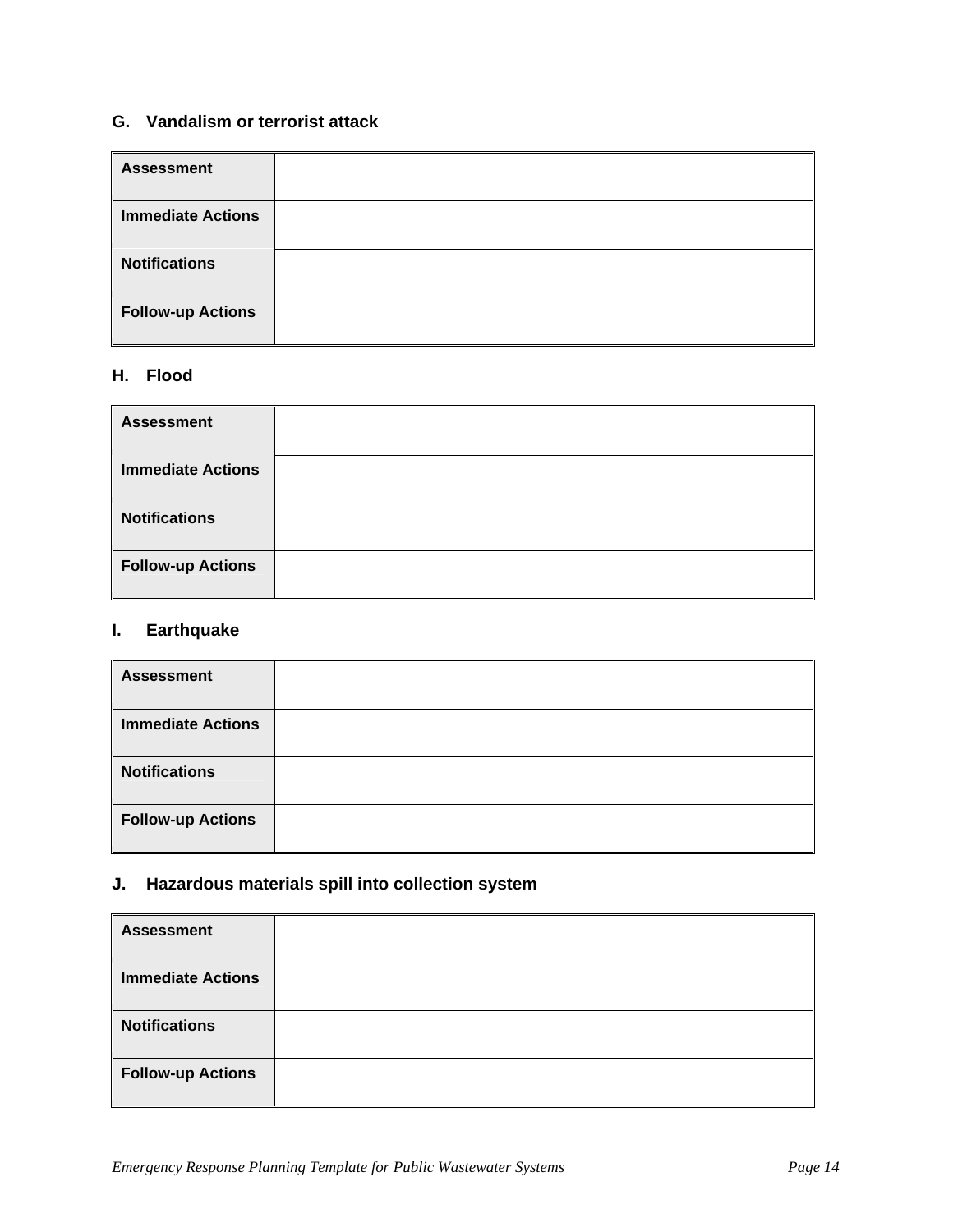### G. Vandalism or terrorist attack

| | |
|---|---|
| **Assessment** | |
| **Immediate Actions** | |
| **Notifications** | |
| **Follow-up Actions** | |

### H. Flood

| | |
|---|---|
| **Assessment** | |
| **Immediate Actions** | |
| **Notifications** | |
| **Follow-up Actions** | |

### I. Earthquake

| | |
|---|---|
| **Assessment** | |
| **Immediate Actions** | |
| **Notifications** | |
| **Follow-up Actions** | |

### J. Hazardous materials spill into collection system

| | |
|---|---|
| **Assessment** | |
| **Immediate Actions** | |
| **Notifications** | |
| **Follow-up Actions** | |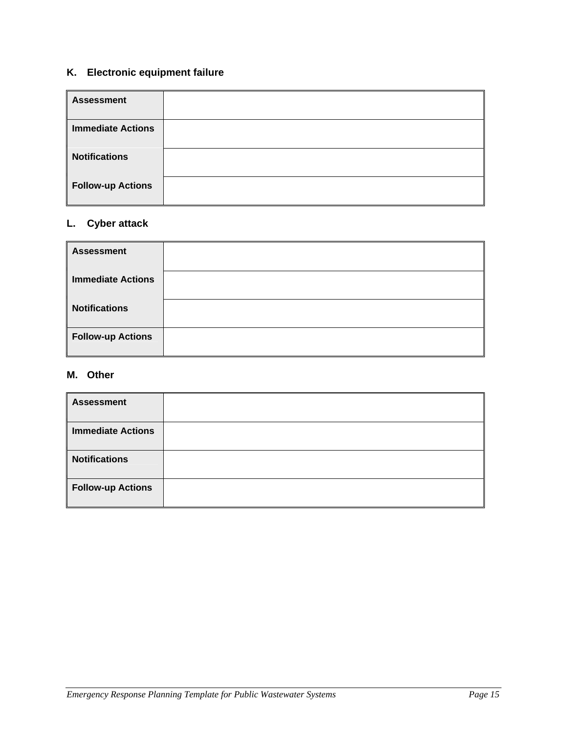### K. Electronic equipment failure

| | |
|---|---|
| **Assessment** | |
| **Immediate Actions** | |
| **Notifications** | |
| **Follow-up Actions** | |

### L. Cyber attack

| | |
|---|---|
| **Assessment** | |
| **Immediate Actions** | |
| **Notifications** | |
| **Follow-up Actions** | |

### M. Other

| | |
|---|---|
| **Assessment** | |
| **Immediate Actions** | |
| **Notifications** | |
| **Follow-up Actions** | |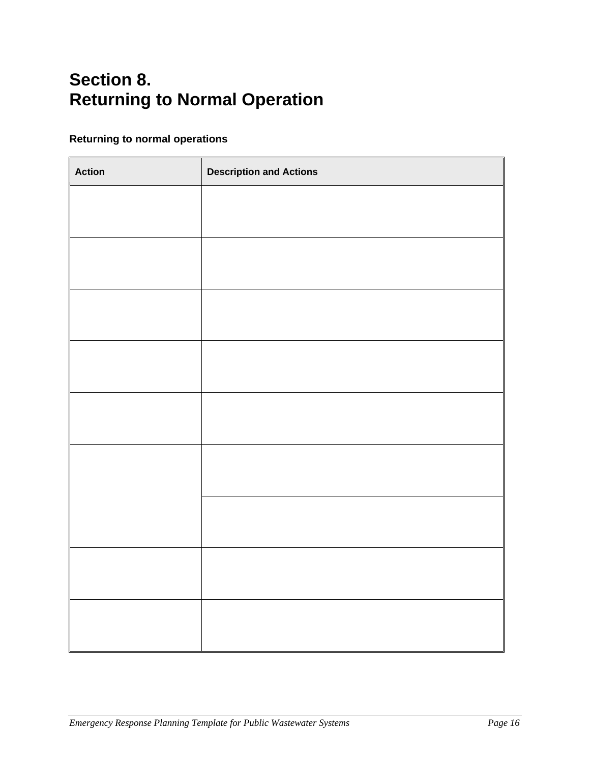# Section 8.
# Returning to Normal Operation

### Returning to normal operations

| Action | Description and Actions |
|---|---|
| | |
| | |
| | |
| | |
| | |
| | |
| | |
| | |
| | |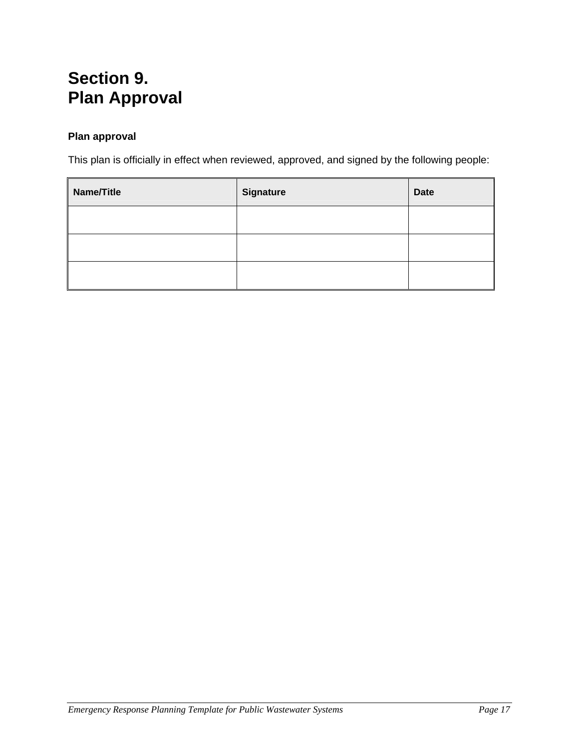# Section 9. Plan Approval

### Plan approval

This plan is officially in effect when reviewed, approved, and signed by the following people:

| Name/Title | Signature | Date |
|---|---|---|
| | | |
| | | |
| | | |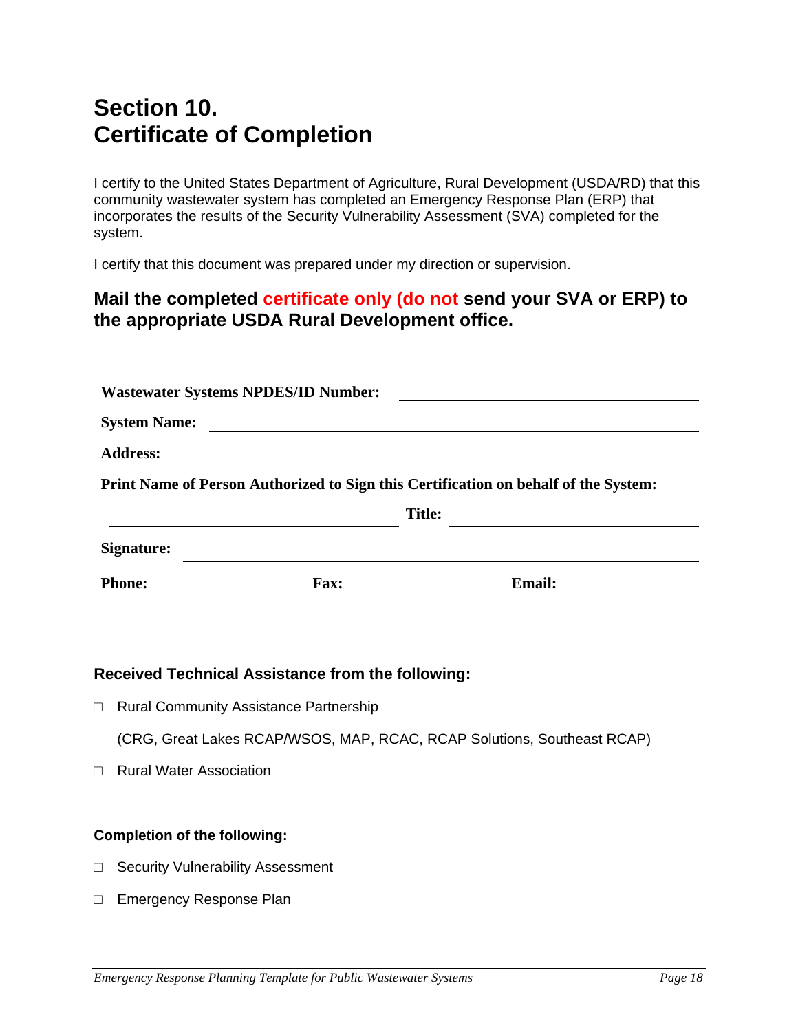# Section 10.
# Certificate of Completion

I certify to the United States Department of Agriculture, Rural Development (USDA/RD) that this community wastewater system has completed an Emergency Response Plan (ERP) that incorporates the results of the Security Vulnerability Assessment (SVA) completed for the system.

I certify that this document was prepared under my direction or supervision.

## Mail the completed certificate only (do not send your SVA or ERP) to the appropriate USDA Rural Development office.

**Wastewater Systems NPDES/ID Number:** ______________________________

**System Name:** ______________________________

**Address:** ______________________________

**Print Name of Person Authorized to Sign this Certification on behalf of the System:**

______________________________ **Title:** ______________________________

**Signature:** ______________________________

**Phone:** ______________ **Fax:** ______________ **Email:** ______________

### Received Technical Assistance from the following:

- ☐ Rural Community Assistance Partnership

  (CRG, Great Lakes RCAP/WSOS, MAP, RCAC, RCAP Solutions, Southeast RCAP)

- ☐ Rural Water Association

### Completion of the following:

- ☐ Security Vulnerability Assessment
- ☐ Emergency Response Plan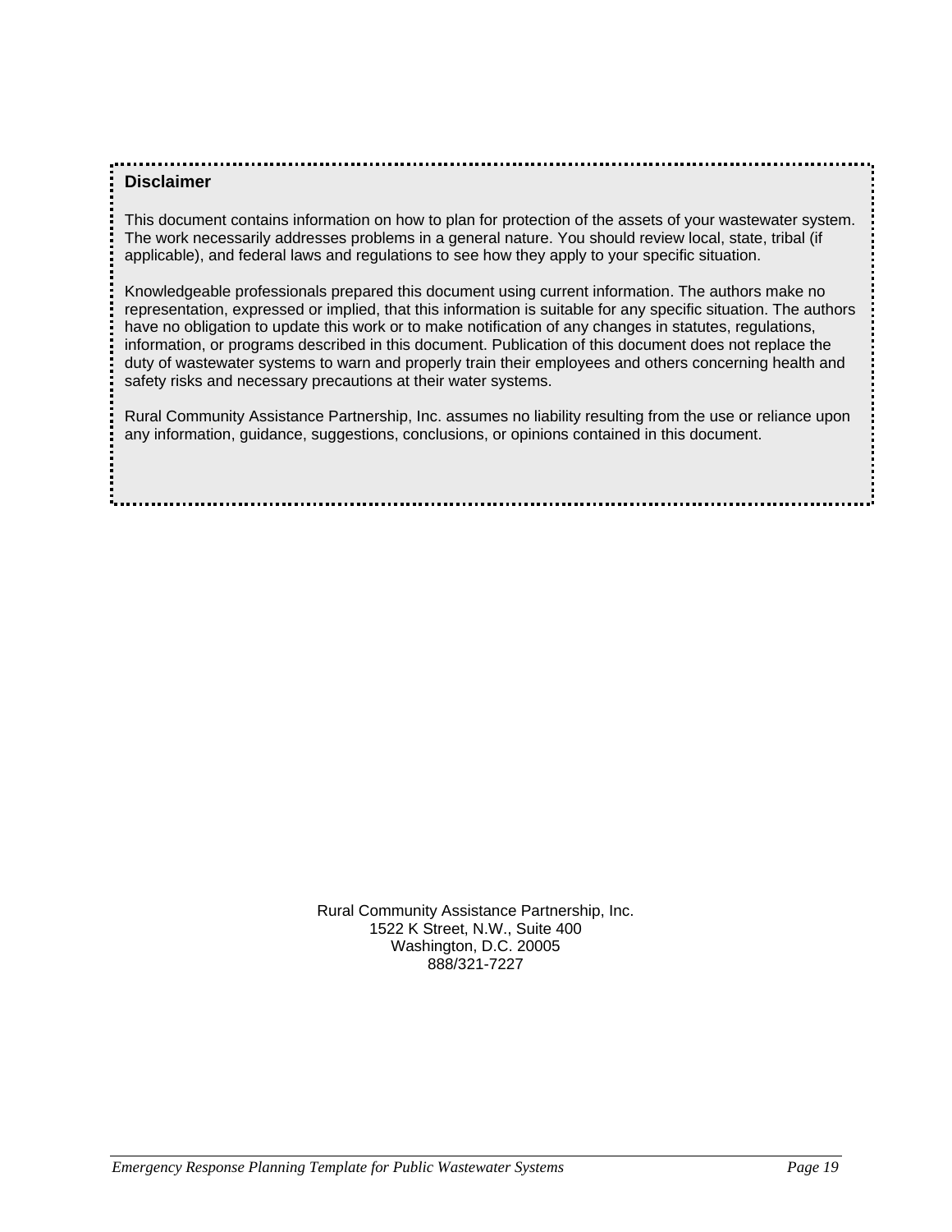## Disclaimer

This document contains information on how to plan for protection of the assets of your wastewater system. The work necessarily addresses problems in a general nature. You should review local, state, tribal (if applicable), and federal laws and regulations to see how they apply to your specific situation.

Knowledgeable professionals prepared this document using current information. The authors make no representation, expressed or implied, that this information is suitable for any specific situation. The authors have no obligation to update this work or to make notification of any changes in statutes, regulations, information, or programs described in this document. Publication of this document does not replace the duty of wastewater systems to warn and properly train their employees and others concerning health and safety risks and necessary precautions at their water systems.

Rural Community Assistance Partnership, Inc. assumes no liability resulting from the use or reliance upon any information, guidance, suggestions, conclusions, or opinions contained in this document.

Rural Community Assistance Partnership, Inc.
1522 K Street, N.W., Suite 400
Washington, D.C. 20005
888/321-7227